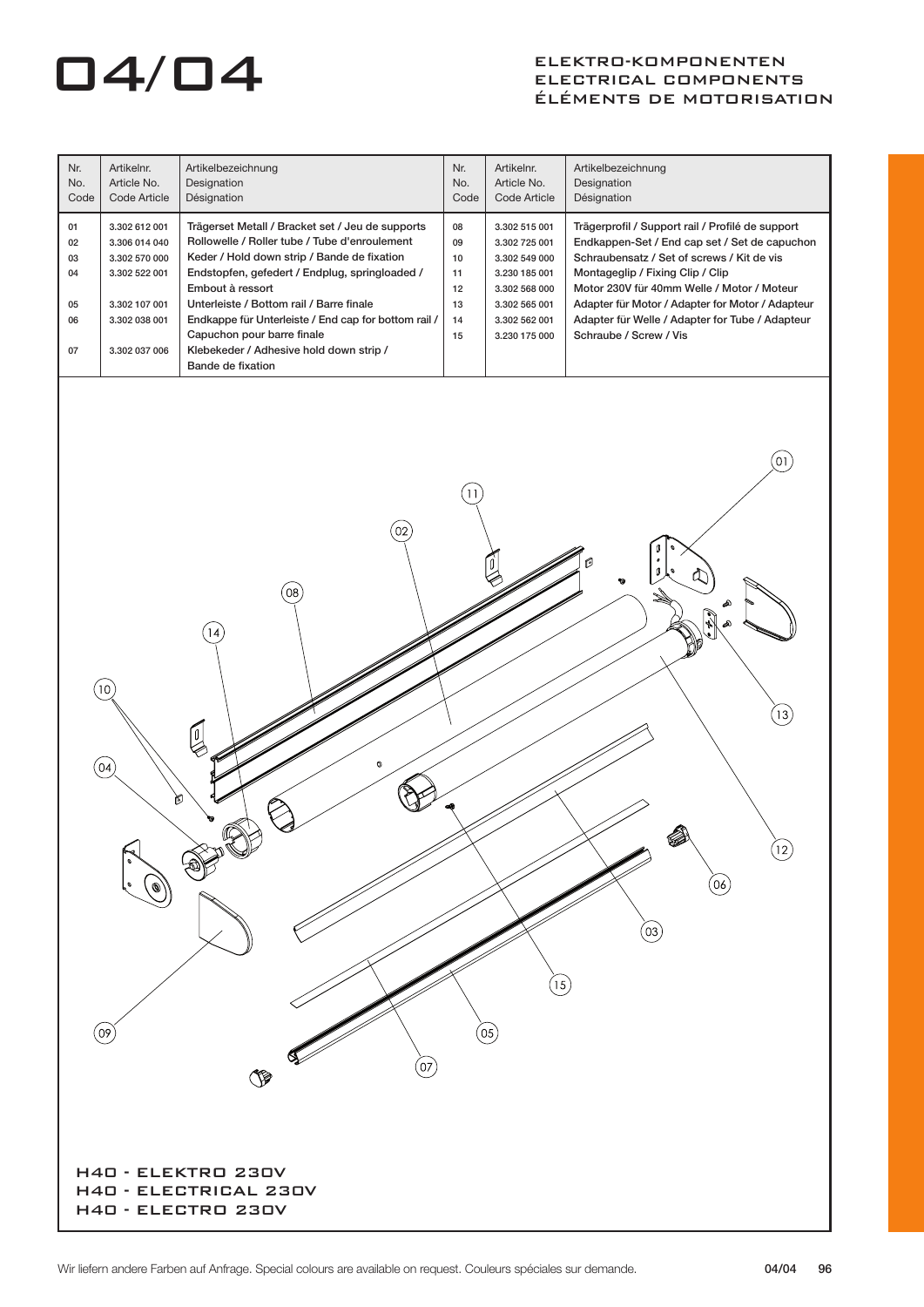# 04/04

## ELEKTRO-KOMPONENTEN
## ELECTRICAL COMPONENTS
## ÉLÉMENTS DE MOTORISATION

| Nr.<br>No.<br>Code | Artikelnr.<br>Article No.<br>Code Article | Artikelbezeichnung<br>Designation<br>Désignation | Nr.<br>No.<br>Code | Artikelnr.<br>Article No.<br>Code Article | Artikelbezeichnung<br>Designation<br>Désignation |
|---|---|---|---|---|---|
| 01 | 3.302 612 001 | Trägerset Metall / Bracket set / Jeu de supports | 08 | 3.302 515 001 | Trägerprofil / Support rail / Profilé de support |
| 02 | 3.306 014 040 | Rollowelle / Roller tube / Tube d'enroulement | 09 | 3.302 725 001 | Endkappen-Set / End cap set / Set de capuchon |
| 03 | 3.302 570 000 | Keder / Hold down strip / Bande de fixation | 10 | 3.302 549 000 | Schraubensatz / Set of screws / Kit de vis |
| 04 | 3.302 522 001 | Endstopfen, gefedert / Endplug, springloaded / Embout à ressort | 11 | 3.230 185 001 | Montageglip / Fixing Clip / Clip |
| 05 | 3.302 107 001 | Unterleiste / Bottom rail / Barre finale | 12 | 3.302 568 000 | Motor 230V für 40mm Welle / Motor / Moteur |
| 06 | 3.302 038 001 | Endkappe für Unterleiste / End cap for bottom rail / Capuchon pour barre finale | 13 | 3.302 565 001 | Adapter für Motor / Adapter for Motor / Adapteur |
| 07 | 3.302 037 006 | Klebekeder / Adhesive hold down strip / Bande de fixation | 14 | 3.302 562 001 | Adapter für Welle / Adapter for Tube / Adapteur |
| | | | 15 | 3.230 175 000 | Schraube / Screw / Vis |

H40 - ELEKTRO 230V
H40 - ELECTRICAL 230V
H40 - ELECTRO 230V

Wir liefern andere Farben auf Anfrage. Special colours are available on request. Couleurs spéciales sur demande.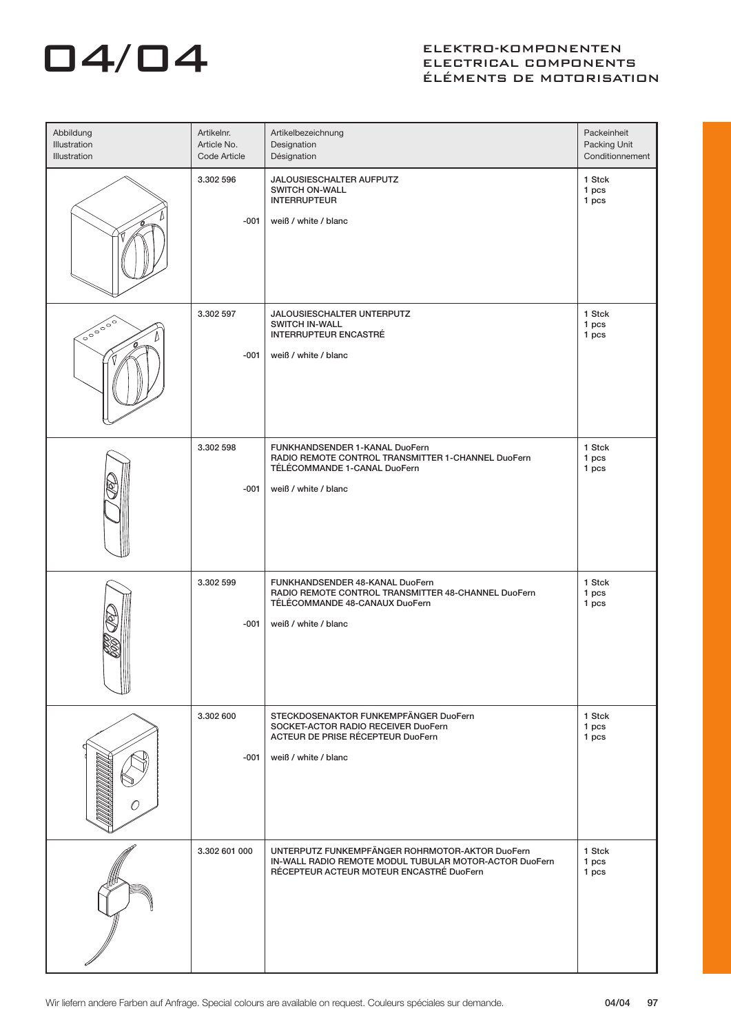# 04/04

## ELEKTRO-KOMPONENTEN
## ELECTRICAL COMPONENTS
## ÉLÉMENTS DE MOTORISATION

| Abbildung<br>Illustration<br>Illustration | Artikelnr.<br>Article No.<br>Code Article | Artikelbezeichnung<br>Designation<br>Désignation | Packeinheit<br>Packing Unit<br>Conditionnement |
|---|---|---|---|
| | 3.302 596<br><br>-001 | JALOUSIESCHALTER AUFPUTZ<br>SWITCH ON-WALL<br>INTERRUPTEUR<br><br>weiß / white / blanc | 1 Stck<br>1 pcs<br>1 pcs |
| | 3.302 597<br><br>-001 | JALOUSIESCHALTER UNTERPUTZ<br>SWITCH IN-WALL<br>INTERRUPTEUR ENCASTRÉ<br><br>weiß / white / blanc | 1 Stck<br>1 pcs<br>1 pcs |
| | 3.302 598<br><br>-001 | FUNKHANDSENDER 1-KANAL DuoFern<br>RADIO REMOTE CONTROL TRANSMITTER 1-CHANNEL DuoFern<br>TÉLÉCOMMANDE 1-CANAL DuoFern<br><br>weiß / white / blanc | 1 Stck<br>1 pcs<br>1 pcs |
| | 3.302 599<br><br>-001 | FUNKHANDSENDER 48-KANAL DuoFern<br>RADIO REMOTE CONTROL TRANSMITTER 48-CHANNEL DuoFern<br>TÉLÉCOMMANDE 48-CANAUX DuoFern<br><br>weiß / white / blanc | 1 Stck<br>1 pcs<br>1 pcs |
| | 3.302 600<br><br>-001 | STECKDOSENAKTOR FUNKEMPFÄNGER DuoFern<br>SOCKET-ACTOR RADIO RECEIVER DuoFern<br>ACTEUR DE PRISE RÉCEPTEUR DuoFern<br><br>weiß / white / blanc | 1 Stck<br>1 pcs<br>1 pcs |
| | 3.302 601 000 | UNTERPUTZ FUNKEMPFÄNGER ROHRMOTOR-AKTOR DuoFern<br>IN-WALL RADIO REMOTE MODUL TUBULAR MOTOR-ACTOR DuoFern<br>RÉCEPTEUR ACTEUR MOTEUR ENCASTRÉ DuoFern | 1 Stck<br>1 pcs<br>1 pcs |

Wir liefern andere Farben auf Anfrage. Special colours are available on request. Couleurs spéciales sur demande.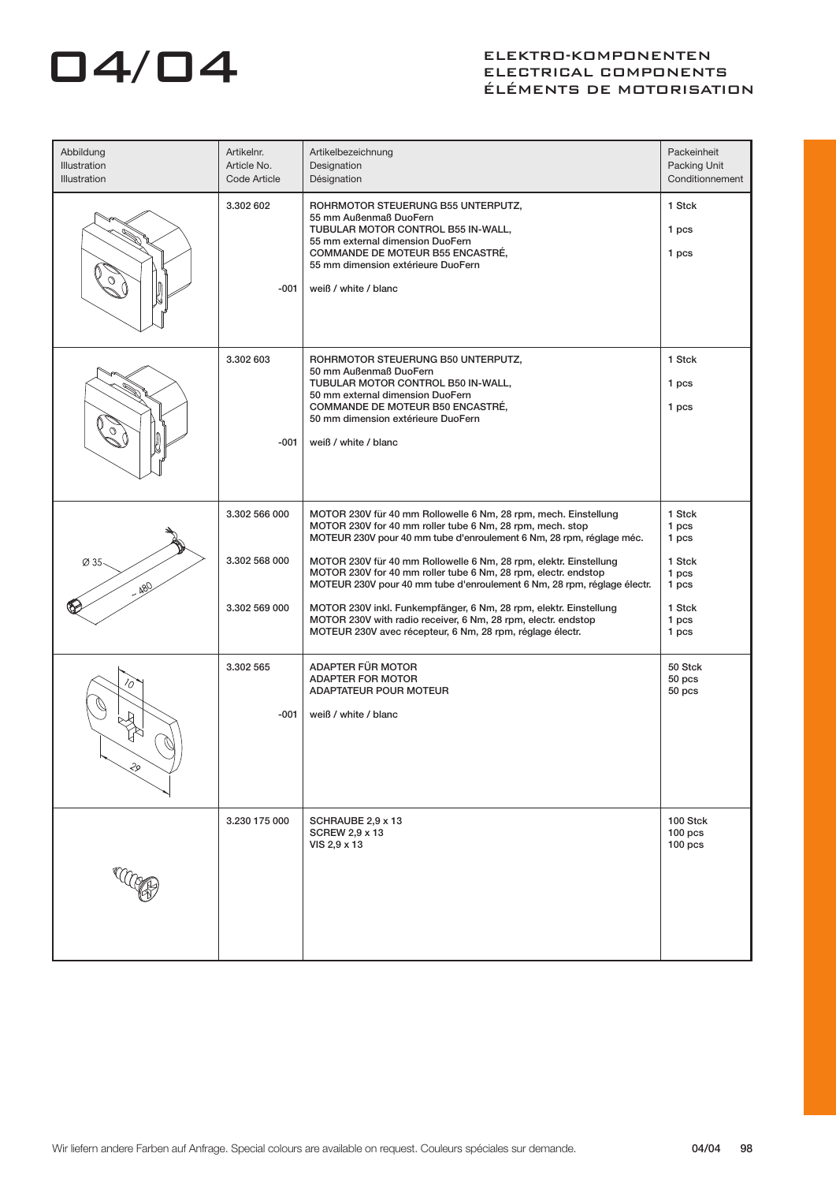# 04/04

## ELEKTRO-KOMPONENTEN
## ELECTRICAL COMPONENTS
## ÉLÉMENTS DE MOTORISATION

| Abbildung<br>Illustration<br>Illustration | Artikelnr.<br>Article No.<br>Code Article | Artikelbezeichnung<br>Designation<br>Désignation | Packeinheit<br>Packing Unit<br>Conditionnement |
|---|---|---|---|
| | 3.302 602<br><br>-001 | ROHRMOTOR STEUERUNG B55 UNTERPUTZ,<br>55 mm Außenmaß DuoFern<br>TUBULAR MOTOR CONTROL B55 IN-WALL,<br>55 mm external dimension DuoFern<br>COMMANDE DE MOTEUR B55 ENCASTRÉ,<br>55 mm dimension extérieure DuoFern<br><br>weiß / white / blanc | 1 Stck<br>1 pcs<br>1 pcs |
| | 3.302 603<br><br>-001 | ROHRMOTOR STEUERUNG B50 UNTERPUTZ,<br>50 mm Außenmaß DuoFern<br>TUBULAR MOTOR CONTROL B50 IN-WALL,<br>50 mm external dimension DuoFern<br>COMMANDE DE MOTEUR B50 ENCASTRÉ,<br>50 mm dimension extérieure DuoFern<br><br>weiß / white / blanc | 1 Stck<br>1 pcs<br>1 pcs |
| Ø 35<br>~ 480 | 3.302 566 000<br><br>3.302 568 000<br><br>3.302 569 000 | MOTOR 230V für 40 mm Rollowelle 6 Nm, 28 rpm, mech. Einstellung<br>MOTOR 230V for 40 mm roller tube 6 Nm, 28 rpm, mech. stop<br>MOTEUR 230V pour 40 mm tube d'enroulement 6 Nm, 28 rpm, réglage méc.<br><br>MOTOR 230V für 40 mm Rollowelle 6 Nm, 28 rpm, elektr. Einstellung<br>MOTOR 230V for 40 mm roller tube 6 Nm, 28 rpm, electr. endstop<br>MOTEUR 230V pour 40 mm tube d'enroulement 6 Nm, 28 rpm, réglage électr.<br><br>MOTOR 230V inkl. Funkempfänger, 6 Nm, 28 rpm, elektr. Einstellung<br>MOTOR 230V with radio receiver, 6 Nm, 28 rpm, electr. endstop<br>MOTEUR 230V avec récepteur, 6 Nm, 28 rpm, réglage électr. | 1 Stck<br>1 pcs<br>1 pcs<br><br>1 Stck<br>1 pcs<br>1 pcs<br><br>1 Stck<br>1 pcs<br>1 pcs |
| 10<br>29 | 3.302 565<br><br>-001 | ADAPTER FÜR MOTOR<br>ADAPTER FOR MOTOR<br>ADAPTATEUR POUR MOTEUR<br><br>weiß / white / blanc | 50 Stck<br>50 pcs<br>50 pcs |
| | 3.230 175 000 | SCHRAUBE 2,9 x 13<br>SCREW 2,9 x 13<br>VIS 2,9 x 13 | 100 Stck<br>100 pcs<br>100 pcs |

Wir liefern andere Farben auf Anfrage. Special colours are available on request. Couleurs spéciales sur demande.